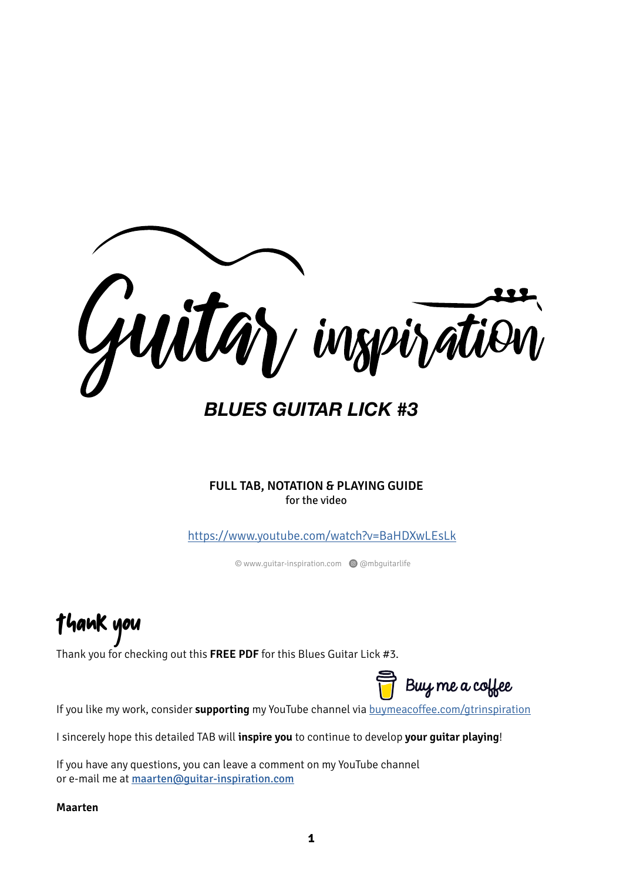# Guitar inspiration

## *BLUES GUITAR LICK #3*

**FULL TAB, NOTATION & PLAYING GUIDE**
for the video

https://www.youtube.com/watch?v=BaHDXwLEsLk

© www.guitar-inspiration.com @mbguitarlife

## thank you

Thank you for checking out this **FREE PDF** for this Blues Guitar Lick #3.

Buy me a coffee

If you like my work, consider **supporting** my YouTube channel via buymeacoffee.com/gtrinspiration

I sincerely hope this detailed TAB will **inspire you** to continue to develop **your guitar playing**!

If you have any questions, you can leave a comment on my YouTube channel
or e-mail me at maarten@guitar-inspiration.com

**Maarten**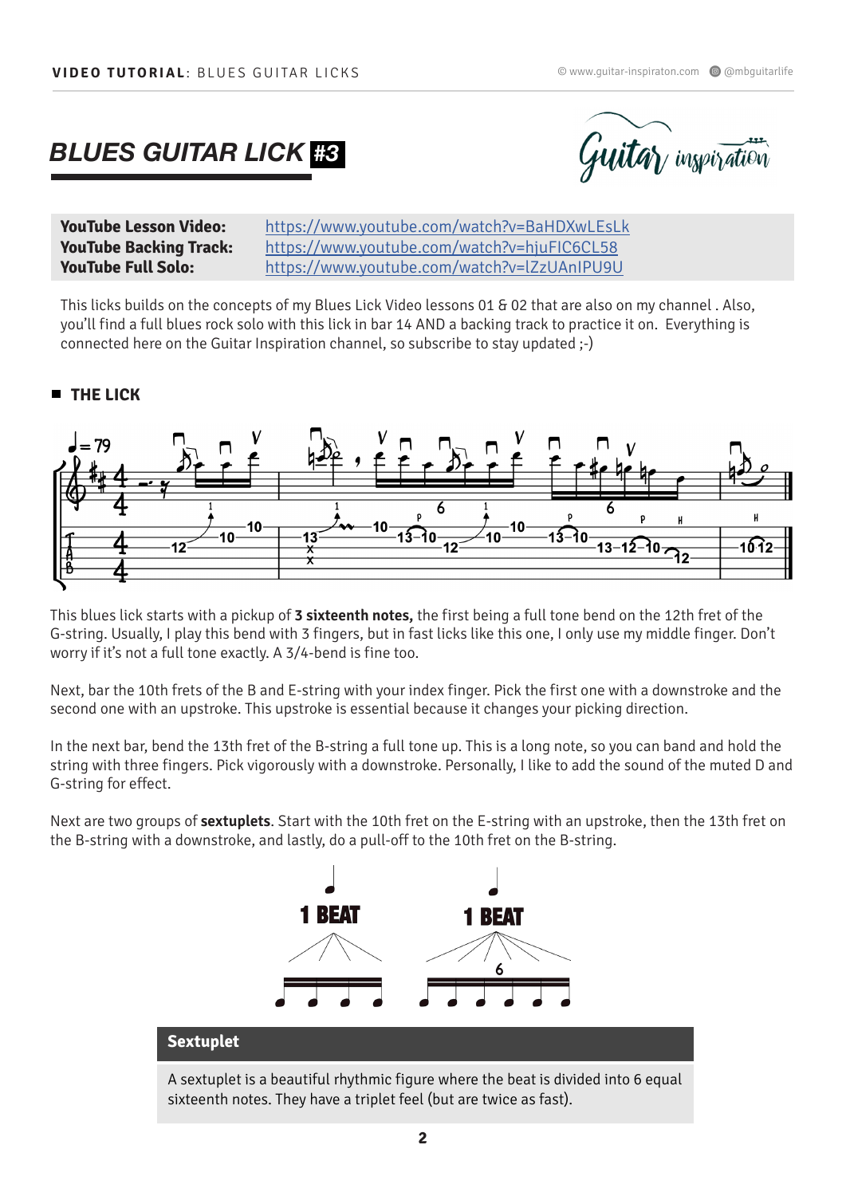## BLUES GUITAR LICK #3

| | |
|---|---|
| **YouTube Lesson Video:** | https://www.youtube.com/watch?v=BaHDXwLEsLk |
| **YouTube Backing Track:** | https://www.youtube.com/watch?v=hjuFIC6CL58 |
| **YouTube Full Solo:** | https://www.youtube.com/watch?v=lZzUAnIPU9U |

This licks builds on the concepts of my Blues Lick Video lessons 01 & 02 that are also on my channel . Also, you'll find a full blues rock solo with this lick in bar 14 AND a backing track to practice it on. Everything is connected here on the Guitar Inspiration channel, so subscribe to stay updated ;-)

### THE LICK

This blues lick starts with a pickup of **3 sixteenth notes,** the first being a full tone bend on the 12th fret of the G-string. Usually, I play this bend with 3 fingers, but in fast licks like this one, I only use my middle finger. Don't worry if it's not a full tone exactly. A 3/4-bend is fine too.

Next, bar the 10th frets of the B and E-string with your index finger. Pick the first one with a downstroke and the second one with an upstroke. This upstroke is essential because it changes your picking direction.

In the next bar, bend the 13th fret of the B-string a full tone up. This is a long note, so you can band and hold the string with three fingers. Pick vigorously with a downstroke. Personally, I like to add the sound of the muted D and G-string for effect.

Next are two groups of **sextuplets**. Start with the 10th fret on the E-string with an upstroke, then the 13th fret on the B-string with a downstroke, and lastly, do a pull-off to the 10th fret on the B-string.

**Sextuplet**

A sextuplet is a beautiful rhythmic figure where the beat is divided into 6 equal sixteenth notes. They have a triplet feel (but are twice as fast).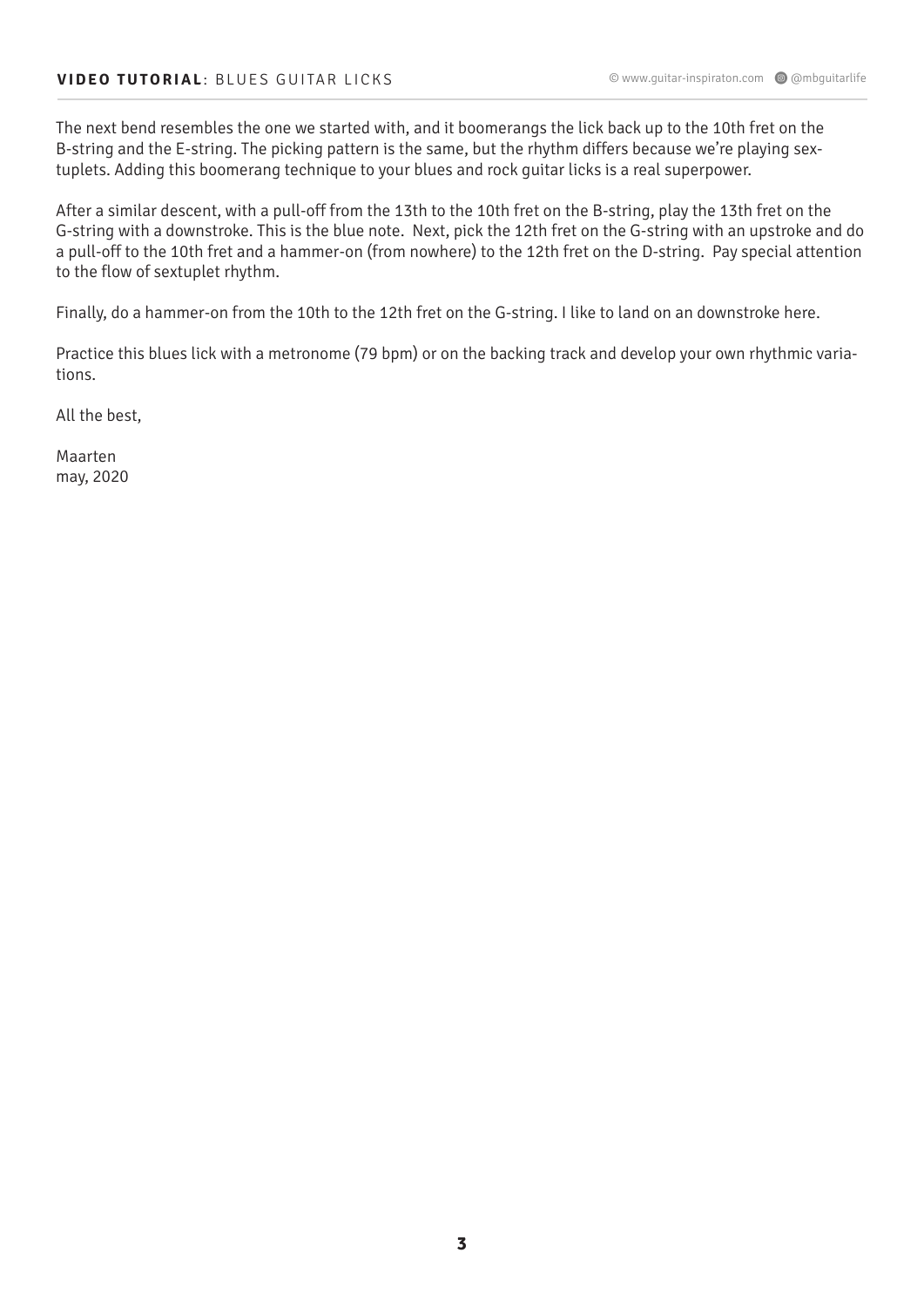The next bend resembles the one we started with, and it boomerangs the lick back up to the 10th fret on the B-string and the E-string. The picking pattern is the same, but the rhythm differs because we're playing sextuplets. Adding this boomerang technique to your blues and rock guitar licks is a real superpower.

After a similar descent, with a pull-off from the 13th to the 10th fret on the B-string, play the 13th fret on the G-string with a downstroke. This is the blue note. Next, pick the 12th fret on the G-string with an upstroke and do a pull-off to the 10th fret and a hammer-on (from nowhere) to the 12th fret on the D-string. Pay special attention to the flow of sextuplet rhythm.

Finally, do a hammer-on from the 10th to the 12th fret on the G-string. I like to land on an downstroke here.

Practice this blues lick with a metronome (79 bpm) or on the backing track and develop your own rhythmic variations.

All the best,

Maarten
may, 2020